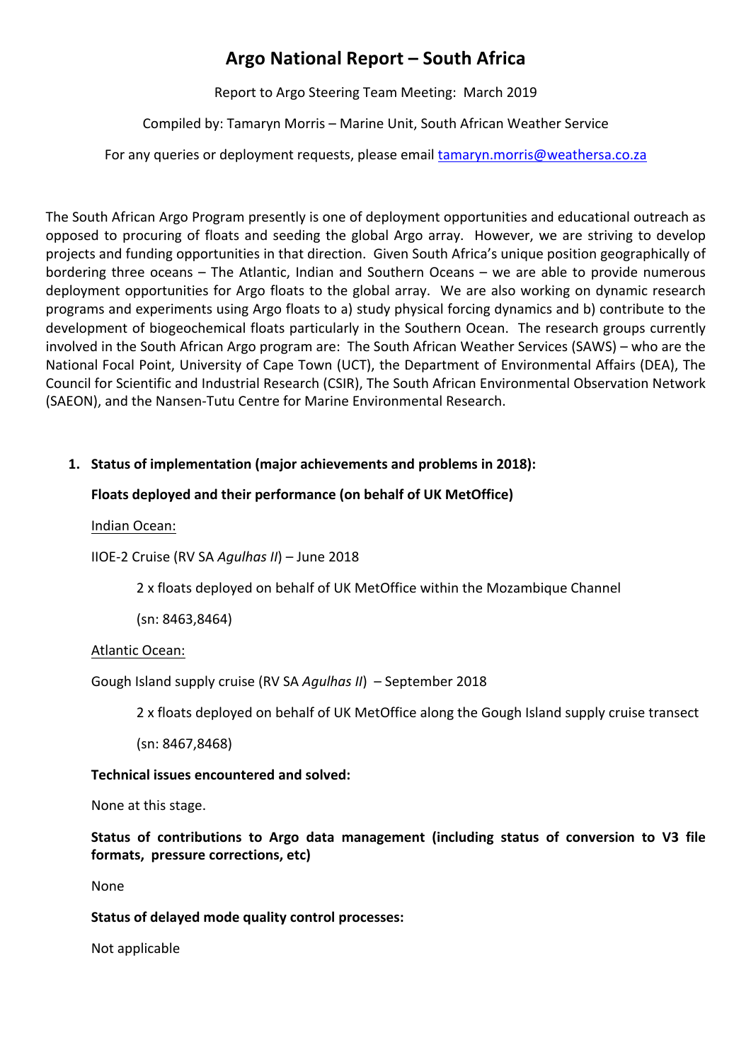# Argo National Report – South Africa

Report to Argo Steering Team Meeting: March 2019

Compiled by: Tamaryn Morris – Marine Unit, South African Weather Service

For any queries or deployment requests, please email tamaryn.morris@weathersa.co.za

The South African Argo Program presently is one of deployment opportunities and educational outreach as opposed to procuring of floats and seeding the global Argo array. However, we are striving to develop projects and funding opportunities in that direction. Given South Africa's unique position geographically of bordering three oceans – The Atlantic, Indian and Southern Oceans – we are able to provide numerous deployment opportunities for Argo floats to the global array. We are also working on dynamic research programs and experiments using Argo floats to a) study physical forcing dynamics and b) contribute to the development of biogeochemical floats particularly in the Southern Ocean. The research groups currently involved in the South African Argo program are: The South African Weather Services (SAWS) – who are the National Focal Point, University of Cape Town (UCT), the Department of Environmental Affairs (DEA), The Council for Scientific and Industrial Research (CSIR), The South African Environmental Observation Network (SAEON), and the Nansen-Tutu Centre for Marine Environmental Research.

## 1. Status of implementation (major achievements and problems in 2018):

**Floats deployed and their performance (on behalf of UK MetOffice)**

Indian Ocean:

IIOE-2 Cruise (RV SA *Agulhas II*) – June 2018

2 x floats deployed on behalf of UK MetOffice within the Mozambique Channel

(sn: 8463,8464)

Atlantic Ocean:

Gough Island supply cruise (RV SA *Agulhas II*) – September 2018

2 x floats deployed on behalf of UK MetOffice along the Gough Island supply cruise transect

(sn: 8467,8468)

**Technical issues encountered and solved:**

None at this stage.

**Status of contributions to Argo data management (including status of conversion to V3 file formats, pressure corrections, etc)**

None

**Status of delayed mode quality control processes:**

Not applicable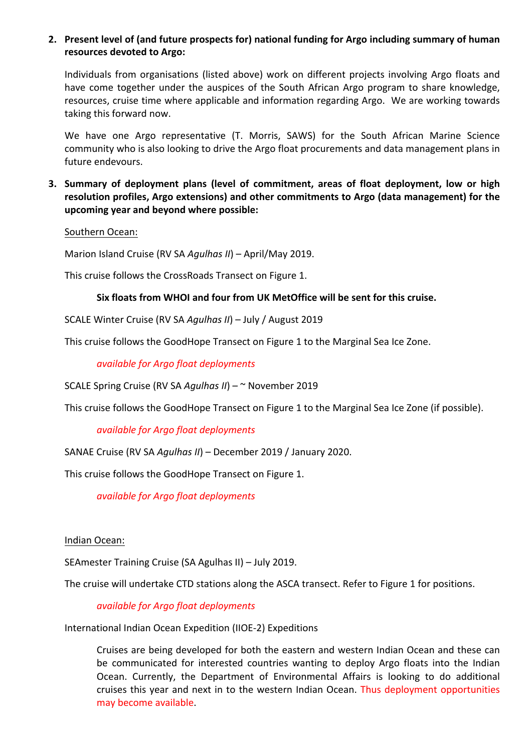2. **Present level of (and future prospects for) national funding for Argo including summary of human resources devoted to Argo:**

   Individuals from organisations (listed above) work on different projects involving Argo floats and have come together under the auspices of the South African Argo program to share knowledge, resources, cruise time where applicable and information regarding Argo. We are working towards taking this forward now.

   We have one Argo representative (T. Morris, SAWS) for the South African Marine Science community who is also looking to drive the Argo float procurements and data management plans in future endevours.

3. **Summary of deployment plans (level of commitment, areas of float deployment, low or high resolution profiles, Argo extensions) and other commitments to Argo (data management) for the upcoming year and beyond where possible:**

   Southern Ocean:

   Marion Island Cruise (RV SA *Agulhas II*) – April/May 2019.

   This cruise follows the CrossRoads Transect on Figure 1.

   > **Six floats from WHOI and four from UK MetOffice will be sent for this cruise.**

   SCALE Winter Cruise (RV SA *Agulhas II*) – July / August 2019

   This cruise follows the GoodHope Transect on Figure 1 to the Marginal Sea Ice Zone.

   > *available for Argo float deployments*

   SCALE Spring Cruise (RV SA *Agulhas II*) – ~ November 2019

   This cruise follows the GoodHope Transect on Figure 1 to the Marginal Sea Ice Zone (if possible).

   > *available for Argo float deployments*

   SANAE Cruise (RV SA *Agulhas II*) – December 2019 / January 2020.

   This cruise follows the GoodHope Transect on Figure 1.

   > *available for Argo float deployments*

   Indian Ocean:

   SEAmester Training Cruise (SA Agulhas II) – July 2019.

   The cruise will undertake CTD stations along the ASCA transect. Refer to Figure 1 for positions.

   > *available for Argo float deployments*

   International Indian Ocean Expedition (IIOE-2) Expeditions

   > Cruises are being developed for both the eastern and western Indian Ocean and these can be communicated for interested countries wanting to deploy Argo floats into the Indian Ocean. Currently, the Department of Environmental Affairs is looking to do additional cruises this year and next in to the western Indian Ocean. Thus deployment opportunities may become available.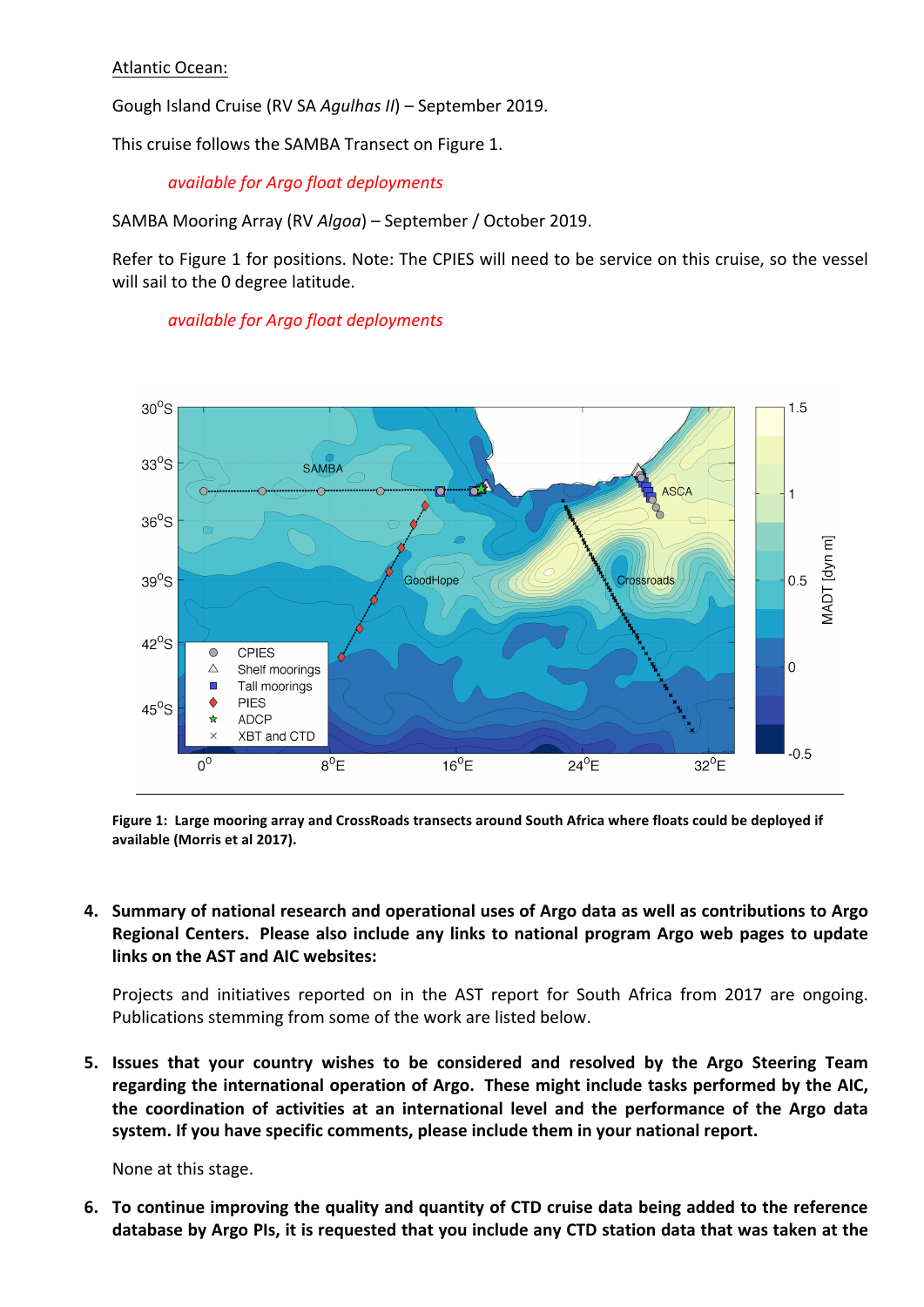Atlantic Ocean:

Gough Island Cruise (RV SA *Agulhas II*) – September 2019.

This cruise follows the SAMBA Transect on Figure 1.

*available for Argo float deployments*

SAMBA Mooring Array (RV *Algoa*) – September / October 2019.

Refer to Figure 1 for positions. Note: The CPIES will need to be service on this cruise, so the vessel will sail to the 0 degree latitude.

*available for Argo float deployments*

**Figure 1: Large mooring array and CrossRoads transects around South Africa where floats could be deployed if available (Morris et al 2017).**

4. **Summary of national research and operational uses of Argo data as well as contributions to Argo Regional Centers. Please also include any links to national program Argo web pages to update links on the AST and AIC websites:**

   Projects and initiatives reported on in the AST report for South Africa from 2017 are ongoing. Publications stemming from some of the work are listed below.

5. **Issues that your country wishes to be considered and resolved by the Argo Steering Team regarding the international operation of Argo. These might include tasks performed by the AIC, the coordination of activities at an international level and the performance of the Argo data system. If you have specific comments, please include them in your national report.**

   None at this stage.

6. **To continue improving the quality and quantity of CTD cruise data being added to the reference database by Argo PIs, it is requested that you include any CTD station data that was taken at the**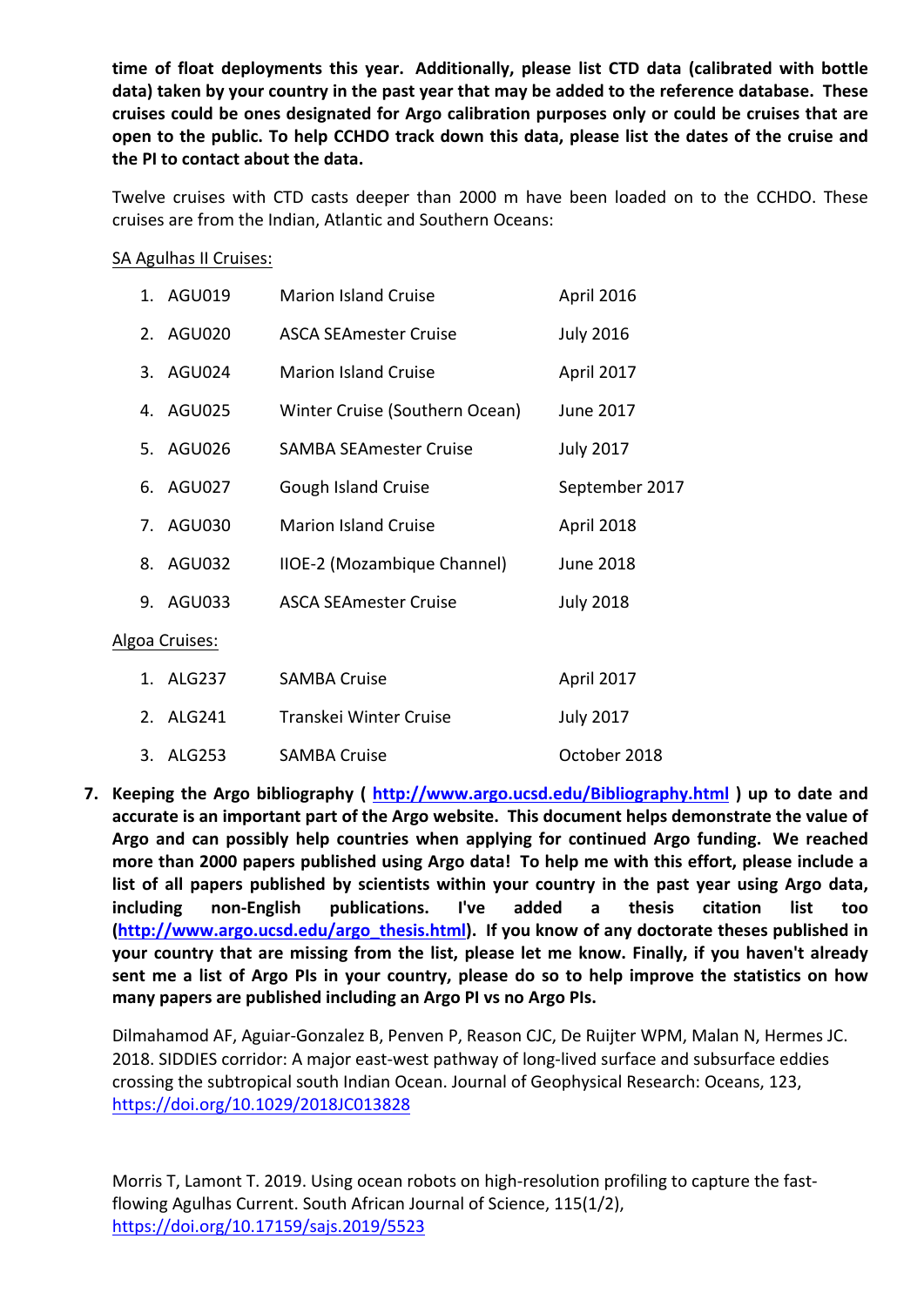**time of float deployments this year. Additionally, please list CTD data (calibrated with bottle data) taken by your country in the past year that may be added to the reference database. These cruises could be ones designated for Argo calibration purposes only or could be cruises that are open to the public. To help CCHDO track down this data, please list the dates of the cruise and the PI to contact about the data.**

Twelve cruises with CTD casts deeper than 2000 m have been loaded on to the CCHDO. These cruises are from the Indian, Atlantic and Southern Oceans:

SA Agulhas II Cruises:

1. AGU019 Marion Island Cruise April 2016
2. AGU020 ASCA SEAmester Cruise July 2016
3. AGU024 Marion Island Cruise April 2017
4. AGU025 Winter Cruise (Southern Ocean) June 2017
5. AGU026 SAMBA SEAmester Cruise July 2017
6. AGU027 Gough Island Cruise September 2017
7. AGU030 Marion Island Cruise April 2018
8. AGU032 IIOE-2 (Mozambique Channel) June 2018
9. AGU033 ASCA SEAmester Cruise July 2018

Algoa Cruises:

1. ALG237 SAMBA Cruise April 2017
2. ALG241 Transkei Winter Cruise July 2017
3. ALG253 SAMBA Cruise October 2018

7. **Keeping the Argo bibliography ( http://www.argo.ucsd.edu/Bibliography.html ) up to date and accurate is an important part of the Argo website. This document helps demonstrate the value of Argo and can possibly help countries when applying for continued Argo funding. We reached more than 2000 papers published using Argo data! To help me with this effort, please include a list of all papers published by scientists within your country in the past year using Argo data, including non-English publications. I've added a thesis citation list too (http://www.argo.ucsd.edu/argo_thesis.html). If you know of any doctorate theses published in your country that are missing from the list, please let me know. Finally, if you haven't already sent me a list of Argo PIs in your country, please do so to help improve the statistics on how many papers are published including an Argo PI vs no Argo PIs.**

Dilmahamod AF, Aguiar-Gonzalez B, Penven P, Reason CJC, De Ruijter WPM, Malan N, Hermes JC. 2018. SIDDIES corridor: A major east-west pathway of long-lived surface and subsurface eddies crossing the subtropical south Indian Ocean. Journal of Geophysical Research: Oceans, 123, https://doi.org/10.1029/2018JC013828

Morris T, Lamont T. 2019. Using ocean robots on high-resolution profiling to capture the fast-flowing Agulhas Current. South African Journal of Science, 115(1/2), https://doi.org/10.17159/sajs.2019/5523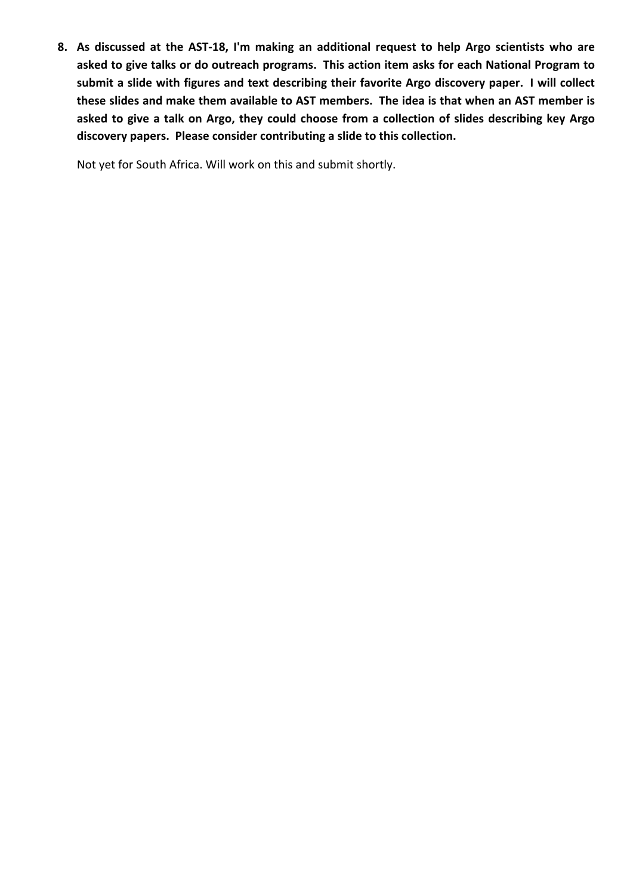8. **As discussed at the AST-18, I'm making an additional request to help Argo scientists who are asked to give talks or do outreach programs. This action item asks for each National Program to submit a slide with figures and text describing their favorite Argo discovery paper. I will collect these slides and make them available to AST members. The idea is that when an AST member is asked to give a talk on Argo, they could choose from a collection of slides describing key Argo discovery papers. Please consider contributing a slide to this collection.**

   Not yet for South Africa. Will work on this and submit shortly.